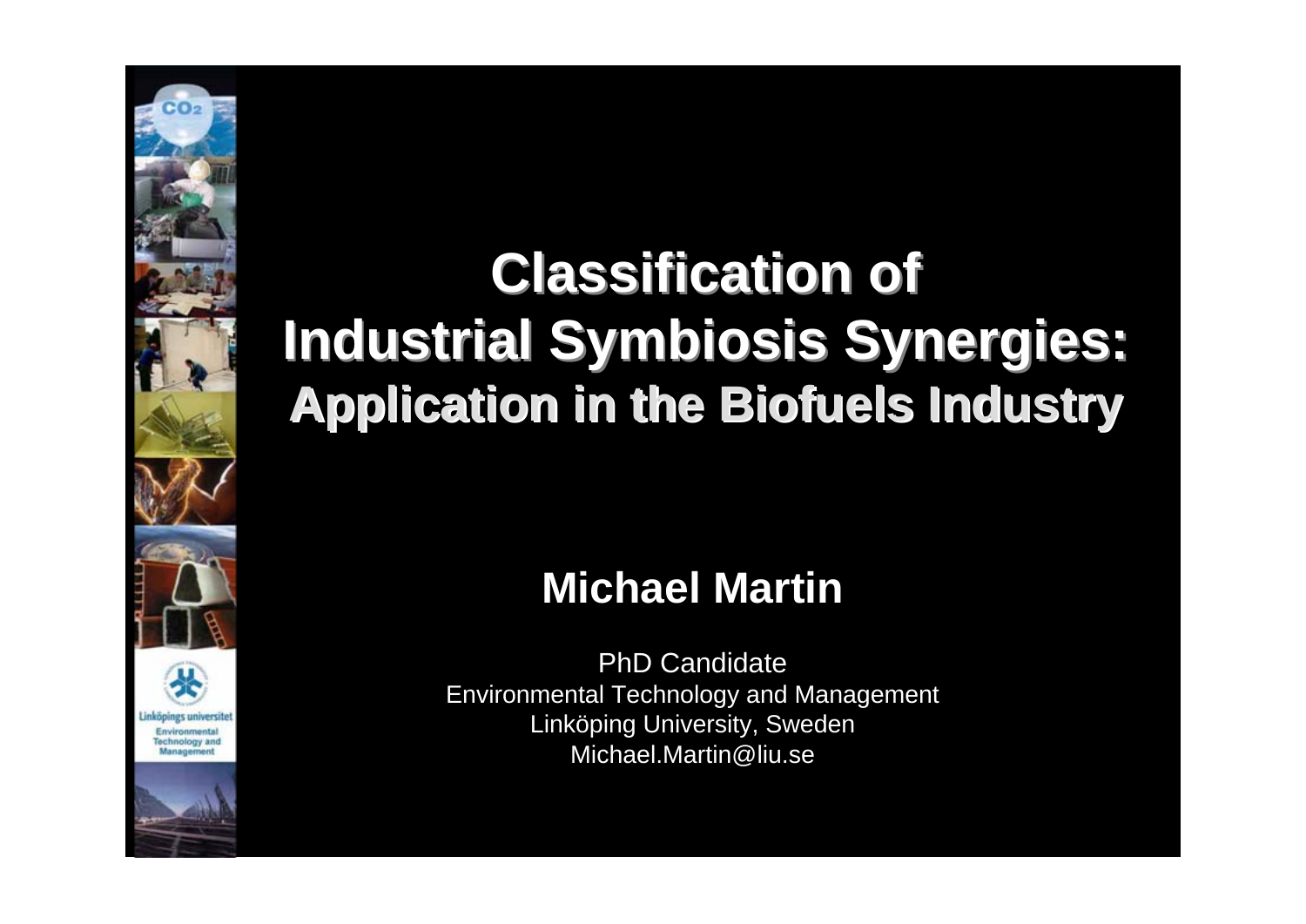# Classification of Industrial Symbiosis Synergies:

## Application in the Biofuels Industry

**Michael Martin**

PhD Candidate
Environmental Technology and Management
Linköping University, Sweden
Michael.Martin@liu.se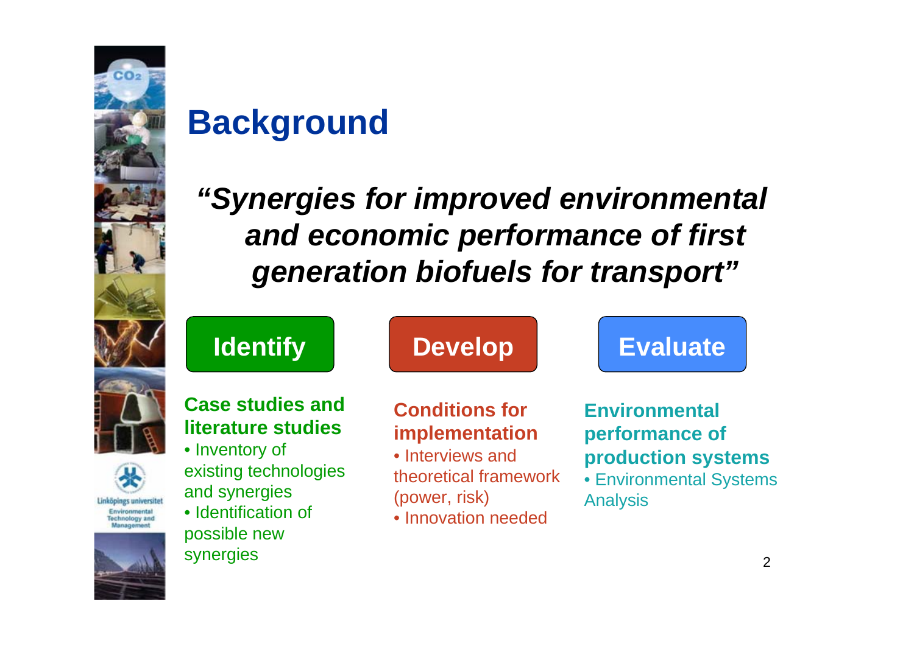# Background

***"Synergies for improved environmental and economic performance of first generation biofuels for transport"***

## Identify

**Case studies and literature studies**

- Inventory of existing technologies and synergies
- Identification of possible new synergies

## Develop

**Conditions for implementation**

- Interviews and theoretical framework (power, risk)
- Innovation needed

## Evaluate

**Environmental performance of production systems**

- Environmental Systems Analysis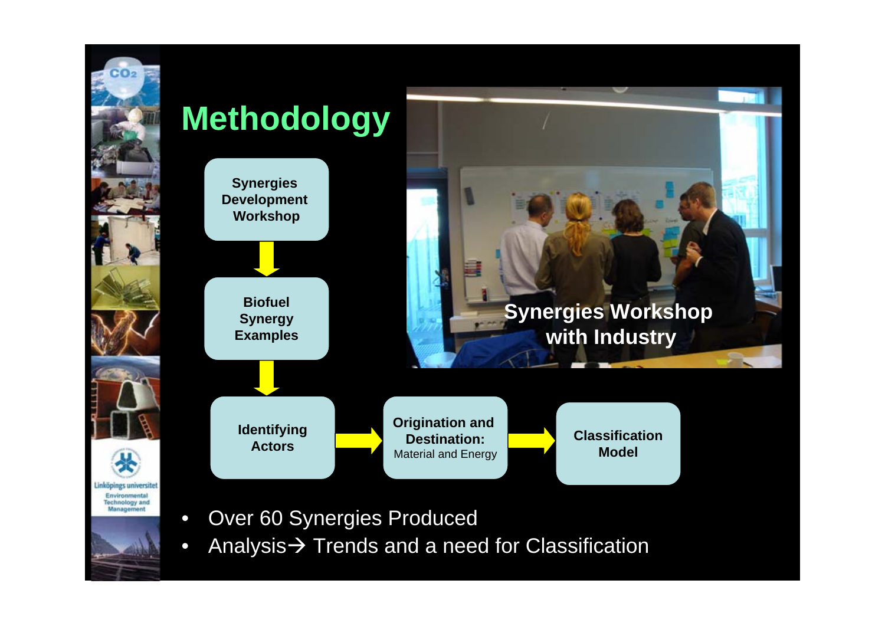# Methodology

Synergies Development Workshop → Biofuel Synergy Examples → Identifying Actors → Origination and Destination: Material and Energy → Classification Model

Synergies Workshop with Industry

- Over 60 Synergies Produced
- Analysis→ Trends and a need for Classification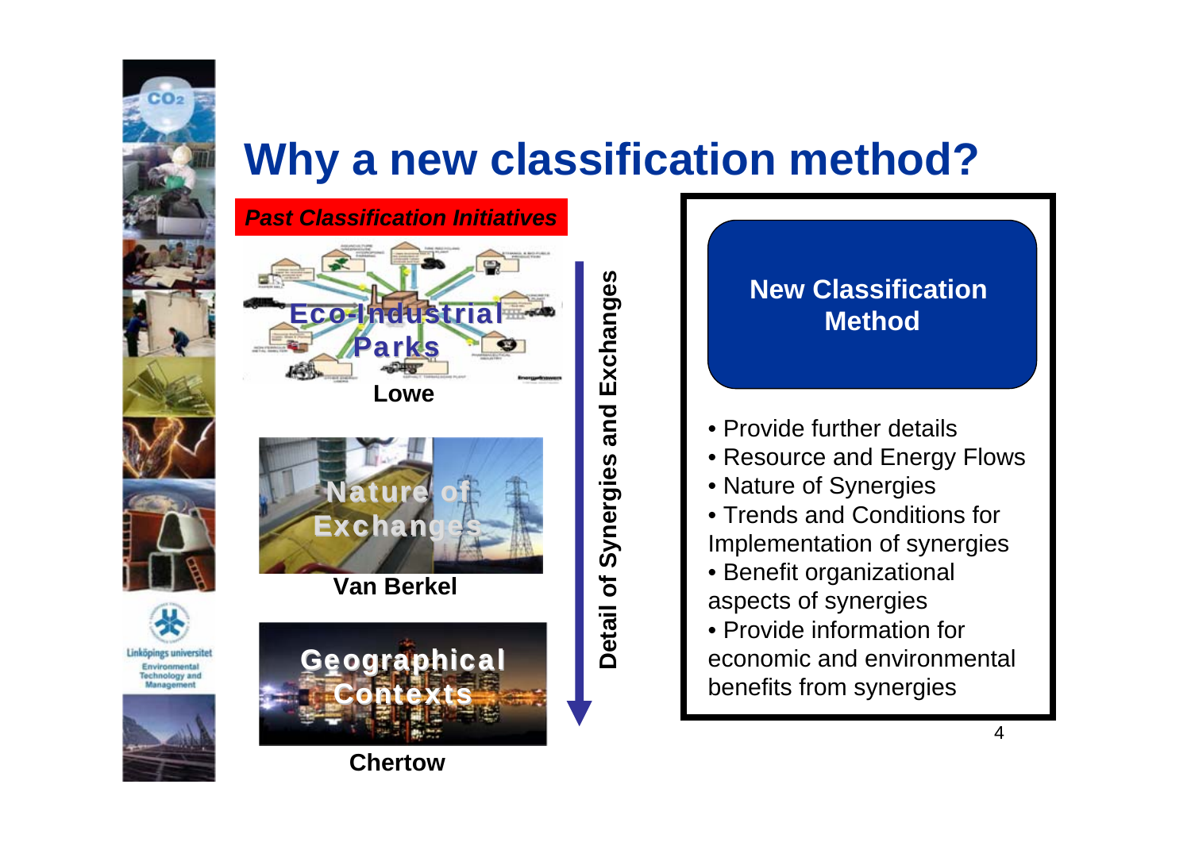# Why a new classification method?

***Past Classification Initiatives***

**Eco-Industrial Parks**

**Lowe**

**Nature of Exchanges**

**Van Berkel**

**Geographical Contexts**

**Chertow**

**Detail of Synergies and Exchanges**

**New Classification Method**

- Provide further details
- Resource and Energy Flows
- Nature of Synergies
- Trends and Conditions for Implementation of synergies
- Benefit organizational aspects of synergies
- Provide information for economic and environmental benefits from synergies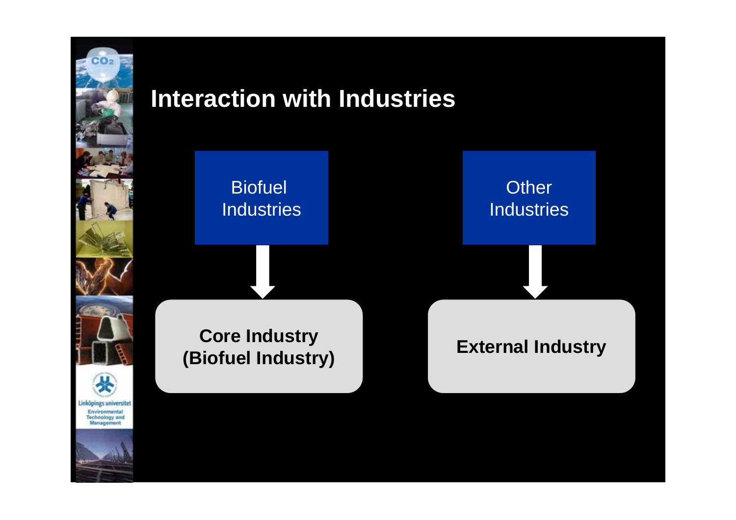# Interaction with Industries

Biofuel Industries → **Core Industry (Biofuel Industry)**

Other Industries → **External Industry**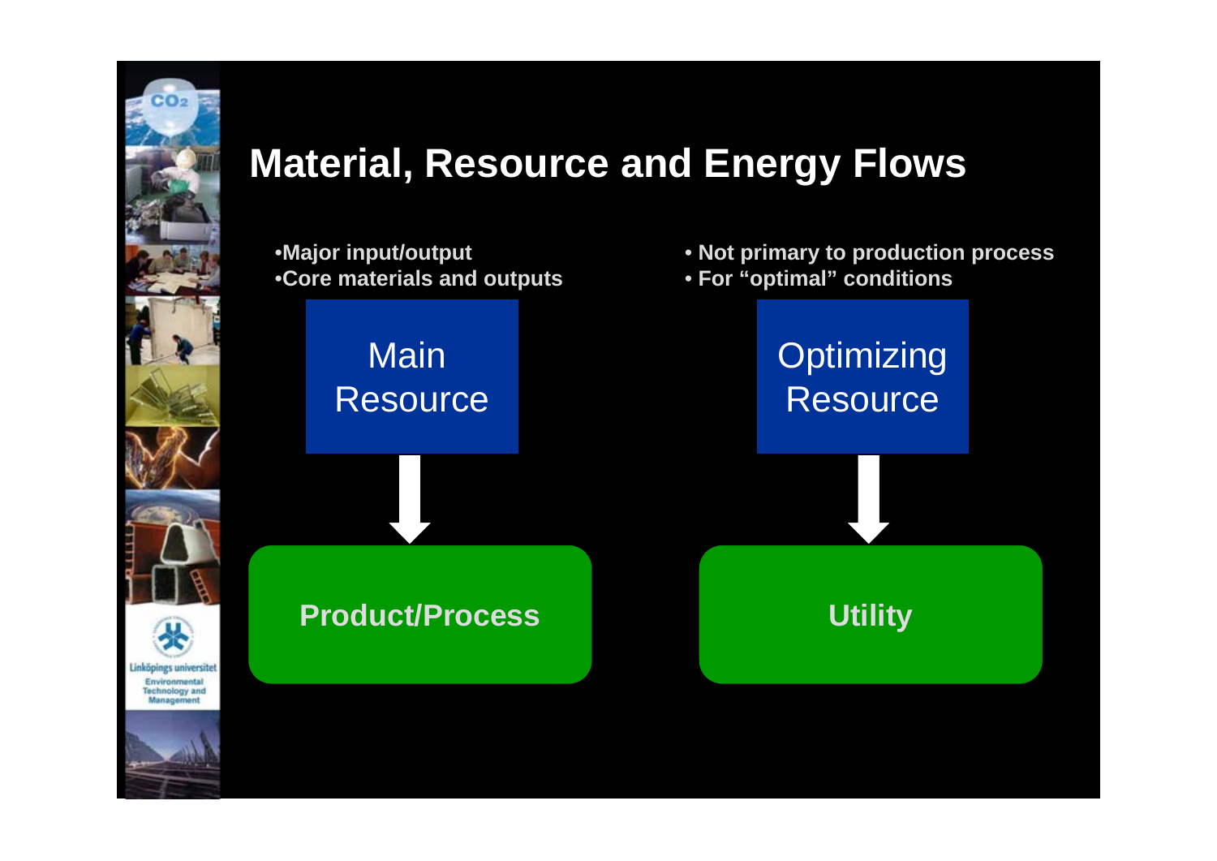# Material, Resource and Energy Flows

- Major input/output
- Core materials and outputs

**Main Resource** → **Product/Process**

- Not primary to production process
- For "optimal" conditions

**Optimizing Resource** → **Utility**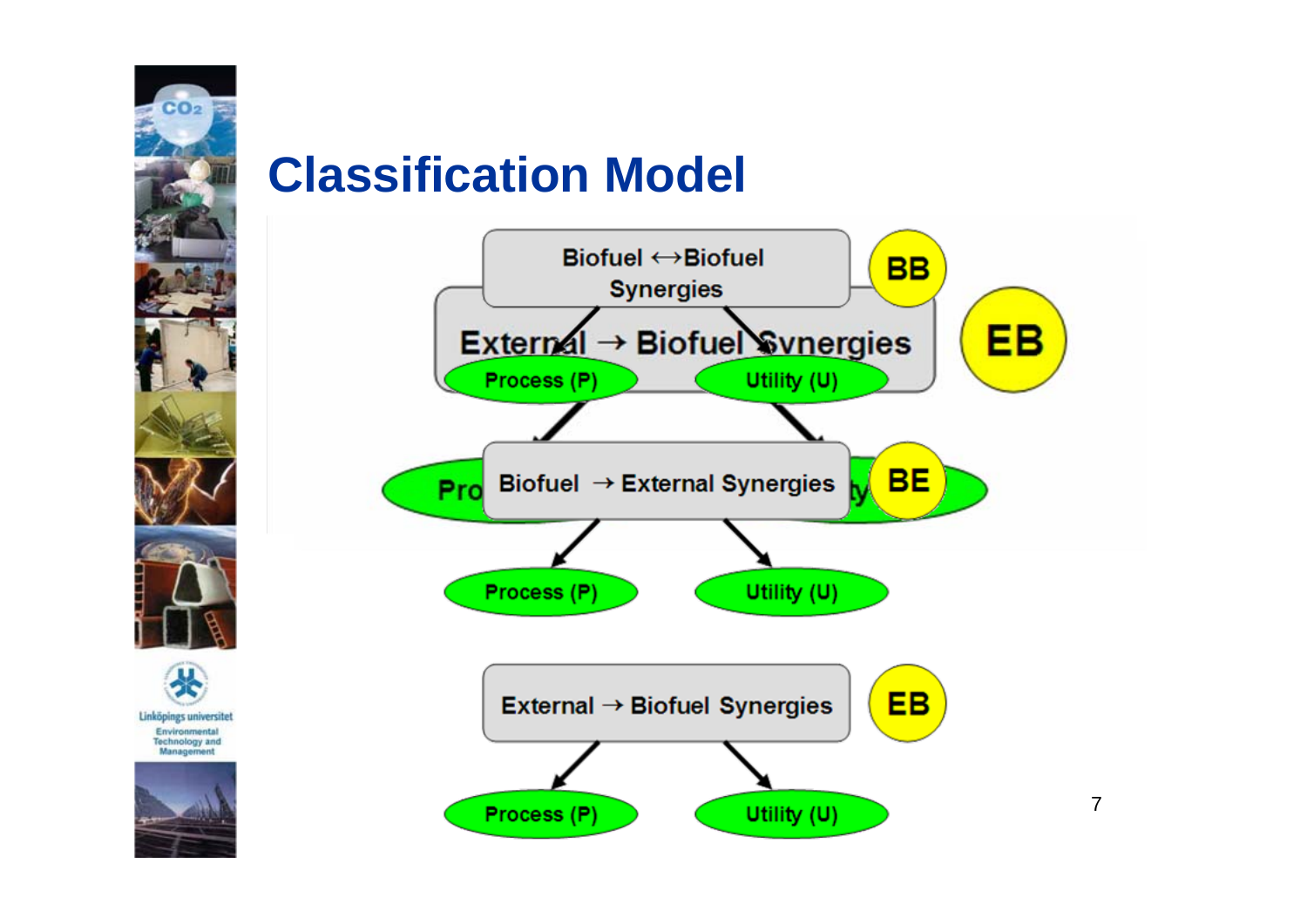# Classification Model

Biofuel ↔ Biofuel Synergies — BB

External → Biofuel Synergies — EB

- Process (P)
- Utility (U)

Biofuel → External Synergies — BE

- Process (P)
- Utility (U)

External → Biofuel Synergies — EB

- Process (P)
- Utility (U)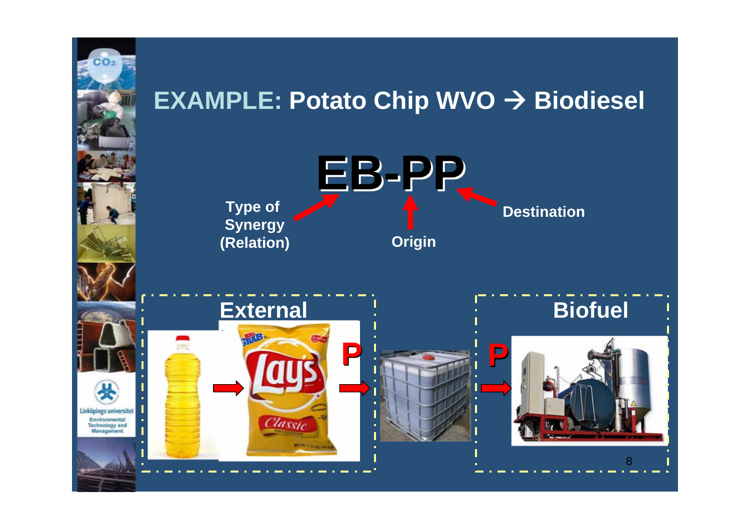# EXAMPLE: Potato Chip WVO → Biodiesel

**EB-PP**

Type of Synergy (Relation)

Origin

Destination

**External**

P

P

**Biofuel**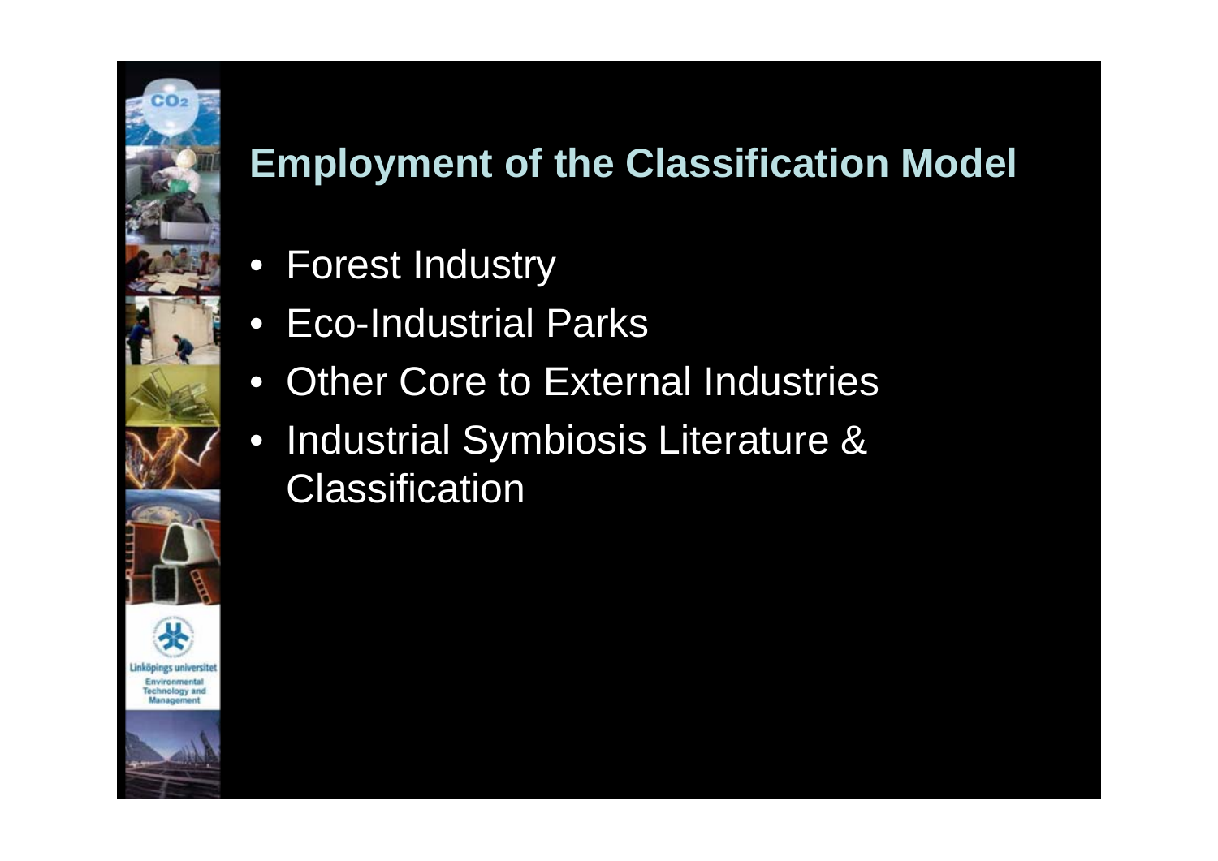## Employment of the Classification Model

- Forest Industry
- Eco-Industrial Parks
- Other Core to External Industries
- Industrial Symbiosis Literature & Classification